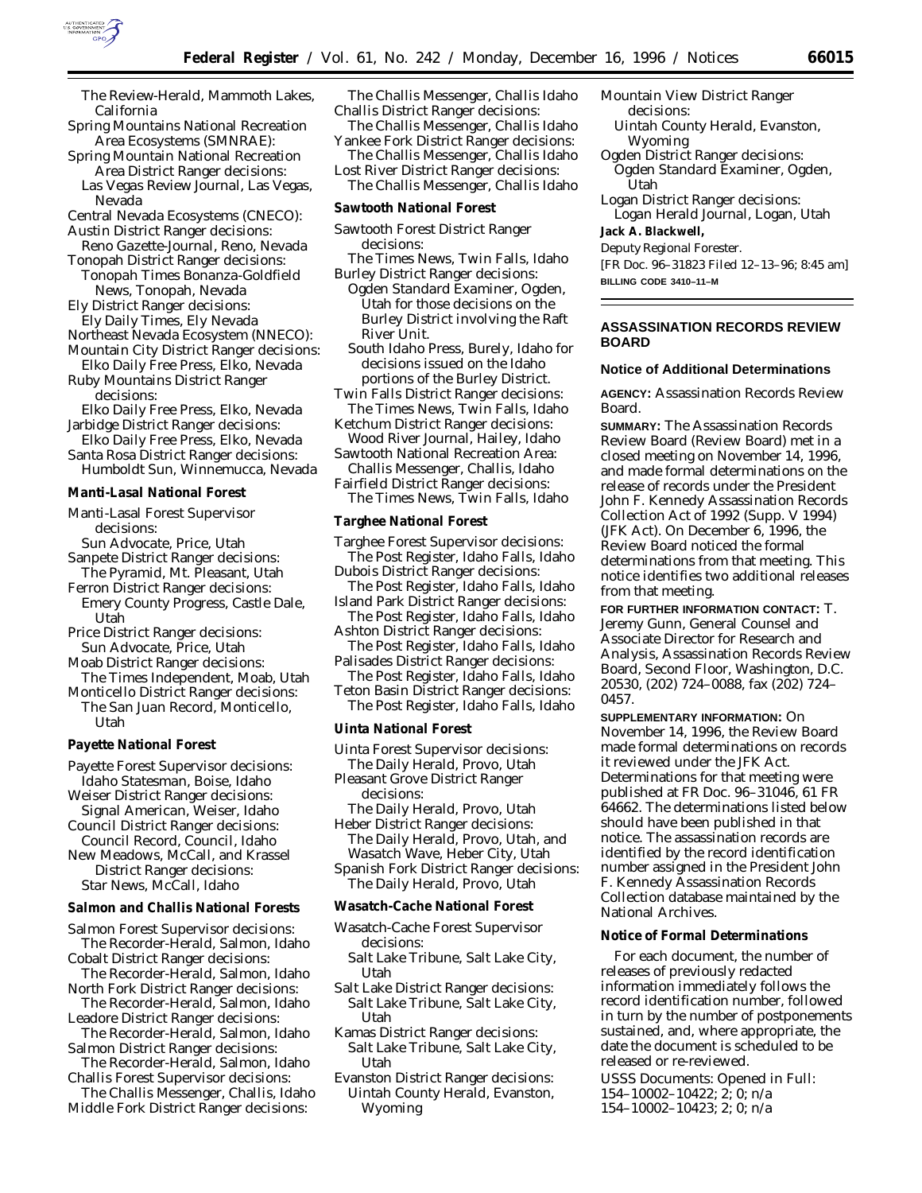The Review-Herald, Mammoth Lakes, California

Spring Mountains National Recreation Area Ecosystems (SMNRAE):

Spring Mountain National Recreation Area District Ranger decisions:
Las Vegas Review Journal, Las Vegas, Nevada

Central Nevada Ecosystems (CNECO):

Austin District Ranger decisions:
Reno Gazette-Journal, Reno, Nevada

Tonopah District Ranger decisions:
Tonopah Times Bonanza-Goldfield News, Tonopah, Nevada

Ely District Ranger decisions:
Ely Daily Times, Ely Nevada

Northeast Nevada Ecosystem (NNECO):

Mountain City District Ranger decisions:
Elko Daily Free Press, Elko, Nevada

Ruby Mountains District Ranger decisions:
Elko Daily Free Press, Elko, Nevada

Jarbidge District Ranger decisions:
Elko Daily Free Press, Elko, Nevada

Santa Rosa District Ranger decisions:
Humboldt Sun, Winnemucca, Nevada

**Manti-Lasal National Forest**

Manti-Lasal Forest Supervisor decisions:
Sun Advocate, Price, Utah

Sanpete District Ranger decisions:
The Pyramid, Mt. Pleasant, Utah

Ferron District Ranger decisions:
Emery County Progress, Castle Dale, Utah

Price District Ranger decisions:
Sun Advocate, Price, Utah

Moab District Ranger decisions:
The Times Independent, Moab, Utah

Monticello District Ranger decisions:
The San Juan Record, Monticello, Utah

**Payette National Forest**

Payette Forest Supervisor decisions:
Idaho Statesman, Boise, Idaho

Weiser District Ranger decisions:
Signal American, Weiser, Idaho

Council District Ranger decisions:
Council Record, Council, Idaho

New Meadows, McCall, and Krassel District Ranger decisions:
Star News, McCall, Idaho

**Salmon and Challis National Forests**

Salmon Forest Supervisor decisions:
The Recorder-Herald, Salmon, Idaho

Cobalt District Ranger decisions:
The Recorder-Herald, Salmon, Idaho

North Fork District Ranger decisions:
The Recorder-Herald, Salmon, Idaho

Leadore District Ranger decisions:
The Recorder-Herald, Salmon, Idaho

Salmon District Ranger decisions:
The Recorder-Herald, Salmon, Idaho

Challis Forest Supervisor decisions:
The Challis Messenger, Challis, Idaho

Middle Fork District Ranger decisions:
The Challis Messenger, Challis Idaho

Challis District Ranger decisions:
The Challis Messenger, Challis Idaho

Yankee Fork District Ranger decisions:
The Challis Messenger, Challis Idaho

Lost River District Ranger decisions:
The Challis Messenger, Challis Idaho

**Sawtooth National Forest**

Sawtooth Forest District Ranger decisions:
The Times News, Twin Falls, Idaho

Burley District Ranger decisions:
Ogden Standard Examiner, Ogden, Utah for those decisions on the Burley District involving the Raft River Unit.
South Idaho Press, Burely, Idaho for decisions issued on the Idaho portions of the Burley District.

Twin Falls District Ranger decisions:
The Times News, Twin Falls, Idaho

Ketchum District Ranger decisions:
Wood River Journal, Hailey, Idaho

Sawtooth National Recreation Area:
Challis Messenger, Challis, Idaho

Fairfield District Ranger decisions:
The Times News, Twin Falls, Idaho

**Targhee National Forest**

Targhee Forest Supervisor decisions:
The Post Register, Idaho Falls, Idaho

Dubois District Ranger decisions:
The Post Register, Idaho Falls, Idaho

Island Park District Ranger decisions:
The Post Register, Idaho Falls, Idaho

Ashton District Ranger decisions:
The Post Register, Idaho Falls, Idaho

Palisades District Ranger decisions:
The Post Register, Idaho Falls, Idaho

Teton Basin District Ranger decisions:
The Post Register, Idaho Falls, Idaho

**Uinta National Forest**

Uinta Forest Supervisor decisions:
The Daily Herald, Provo, Utah

Pleasant Grove District Ranger decisions:
The Daily Herald, Provo, Utah

Heber District Ranger decisions:
The Daily Herald, Provo, Utah, and Wasatch Wave, Heber City, Utah

Spanish Fork District Ranger decisions:
The Daily Herald, Provo, Utah

**Wasatch-Cache National Forest**

Wasatch-Cache Forest Supervisor decisions:
Salt Lake Tribune, Salt Lake City, Utah

Salt Lake District Ranger decisions:
Salt Lake Tribune, Salt Lake City, Utah

Kamas District Ranger decisions:
Salt Lake Tribune, Salt Lake City, Utah

Evanston District Ranger decisions:
Uintah County Herald, Evanston, Wyoming

Mountain View District Ranger decisions:
Uintah County Herald, Evanston, Wyoming

Ogden District Ranger decisions:
Ogden Standard Examiner, Ogden, Utah

Logan District Ranger decisions:
Logan Herald Journal, Logan, Utah

**Jack A. Blackwell,**
*Deputy Regional Forester.*

[FR Doc. 96–31823 Filed 12–13–96; 8:45 am]

**BILLING CODE 3410–11–M**

## ASSASSINATION RECORDS REVIEW BOARD

### Notice of Additional Determinations

**AGENCY:** Assassination Records Review Board.

**SUMMARY:** The Assassination Records Review Board (Review Board) met in a closed meeting on November 14, 1996, and made formal determinations on the release of records under the President John F. Kennedy Assassination Records Collection Act of 1992 (Supp. V 1994) (JFK Act). On December 6, 1996, the Review Board noticed the formal determinations from that meeting. This notice identifies two additional releases from that meeting.

**FOR FURTHER INFORMATION CONTACT:** T. Jeremy Gunn, General Counsel and Associate Director for Research and Analysis, Assassination Records Review Board, Second Floor, Washington, D.C. 20530, (202) 724–0088, fax (202) 724–0457.

**SUPPLEMENTARY INFORMATION:** On November 14, 1996, the Review Board made formal determinations on records it reviewed under the JFK Act. Determinations for that meeting were published at FR Doc. 96–31046, 61 FR 64662. The determinations listed below should have been published in that notice. The assassination records are identified by the record identification number assigned in the President John F. Kennedy Assassination Records Collection database maintained by the National Archives.

**Notice of Formal Determinations**

For each document, the number of releases of previously redacted information immediately follows the record identification number, followed in turn by the number of postponements sustained, and, where appropriate, the date the document is scheduled to be released or re-reviewed.

USSS Documents: Opened in Full:
154–10002–10422; 2; 0; n/a
154–10002–10423; 2; 0; n/a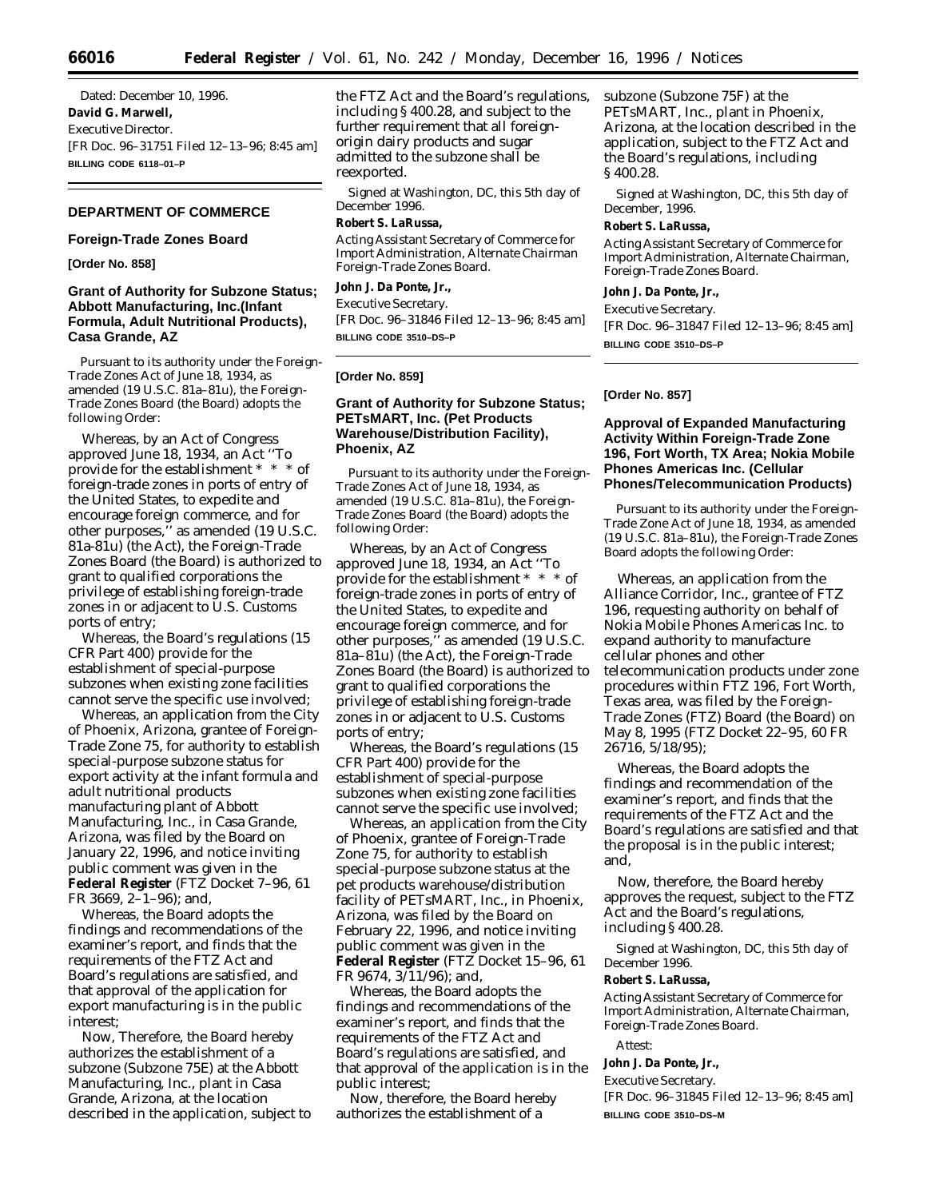Dated: December 10, 1996.

**David G. Marwell,**

*Executive Director.*

[FR Doc. 96–31751 Filed 12–13–96; 8:45 am]

**BILLING CODE 6118–01–P**

## DEPARTMENT OF COMMERCE

### Foreign-Trade Zones Board

**[Order No. 858]**

### Grant of Authority for Subzone Status; Abbott Manufacturing, Inc.(Infant Formula, Adult Nutritional Products), Casa Grande, AZ

Pursuant to its authority under the Foreign-Trade Zones Act of June 18, 1934, as amended (19 U.S.C. 81a–81u), the Foreign-Trade Zones Board (the Board) adopts the following Order:

Whereas, by an Act of Congress approved June 18, 1934, an Act ''To provide for the establishment * * * of foreign-trade zones in ports of entry of the United States, to expedite and encourage foreign commerce, and for other purposes,'' as amended (19 U.S.C. 81a-81u) (the Act), the Foreign-Trade Zones Board (the Board) is authorized to grant to qualified corporations the privilege of establishing foreign-trade zones in or adjacent to U.S. Customs ports of entry;

Whereas, the Board's regulations (15 CFR Part 400) provide for the establishment of special-purpose subzones when existing zone facilities cannot serve the specific use involved;

Whereas, an application from the City of Phoenix, Arizona, grantee of Foreign-Trade Zone 75, for authority to establish special-purpose subzone status for export activity at the infant formula and adult nutritional products manufacturing plant of Abbott Manufacturing, Inc., in Casa Grande, Arizona, was filed by the Board on January 22, 1996, and notice inviting public comment was given in the **Federal Register** (FTZ Docket 7–96, 61 FR 3669, 2–1–96); and,

Whereas, the Board adopts the findings and recommendations of the examiner's report, and finds that the requirements of the FTZ Act and Board's regulations are satisfied, and that approval of the application for export manufacturing is in the public interest;

Now, Therefore, the Board hereby authorizes the establishment of a subzone (Subzone 75E) at the Abbott Manufacturing, Inc., plant in Casa Grande, Arizona, at the location described in the application, subject to the FTZ Act and the Board's regulations, including § 400.28, and subject to the further requirement that all foreign-origin dairy products and sugar admitted to the subzone shall be reexported.

Signed at Washington, DC, this 5th day of December 1996.

**Robert S. LaRussa,**

*Acting Assistant Secretary of Commerce for Import Administration, Alternate Chairman Foreign-Trade Zones Board.*

**John J. Da Ponte, Jr.,**

*Executive Secretary.*

[FR Doc. 96–31846 Filed 12–13–96; 8:45 am]

**BILLING CODE 3510–DS–P**

**[Order No. 859]**

### Grant of Authority for Subzone Status; PETsMART, Inc. (Pet Products Warehouse/Distribution Facility), Phoenix, AZ

Pursuant to its authority under the Foreign-Trade Zones Act of June 18, 1934, as amended (19 U.S.C. 81a–81u), the Foreign-Trade Zones Board (the Board) adopts the following Order:

Whereas, by an Act of Congress approved June 18, 1934, an Act ''To provide for the establishment * * * of foreign-trade zones in ports of entry of the United States, to expedite and encourage foreign commerce, and for other purposes,'' as amended (19 U.S.C. 81a–81u) (the Act), the Foreign-Trade Zones Board (the Board) is authorized to grant to qualified corporations the privilege of establishing foreign-trade zones in or adjacent to U.S. Customs ports of entry;

Whereas, the Board's regulations (15 CFR Part 400) provide for the establishment of special-purpose subzones when existing zone facilities cannot serve the specific use involved;

Whereas, an application from the City of Phoenix, grantee of Foreign-Trade Zone 75, for authority to establish special-purpose subzone status at the pet products warehouse/distribution facility of PETsMART, Inc., in Phoenix, Arizona, was filed by the Board on February 22, 1996, and notice inviting public comment was given in the **Federal Register** (FTZ Docket 15–96, 61 FR 9674, 3/11/96); and,

Whereas, the Board adopts the findings and recommendations of the examiner's report, and finds that the requirements of the FTZ Act and Board's regulations are satisfied, and that approval of the application is in the public interest;

Now, therefore, the Board hereby authorizes the establishment of a subzone (Subzone 75F) at the PETsMART, Inc., plant in Phoenix, Arizona, at the location described in the application, subject to the FTZ Act and the Board's regulations, including § 400.28.

Signed at Washington, DC, this 5th day of December, 1996.

**Robert S. LaRussa,**

*Acting Assistant Secretary of Commerce for Import Administration, Alternate Chairman, Foreign-Trade Zones Board.*

**John J. Da Ponte, Jr.,**

*Executive Secretary.*

[FR Doc. 96–31847 Filed 12–13–96; 8:45 am]

**BILLING CODE 3510–DS–P**

**[Order No. 857]**

### Approval of Expanded Manufacturing Activity Within Foreign-Trade Zone 196, Fort Worth, TX Area; Nokia Mobile Phones Americas Inc. (Cellular Phones/Telecommunication Products)

Pursuant to its authority under the Foreign-Trade Zone Act of June 18, 1934, as amended (19 U.S.C. 81a–81u), the Foreign-Trade Zones Board adopts the following Order:

Whereas, an application from the Alliance Corridor, Inc., grantee of FTZ 196, requesting authority on behalf of Nokia Mobile Phones Americas Inc. to expand authority to manufacture cellular phones and other telecommunication products under zone procedures within FTZ 196, Fort Worth, Texas area, was filed by the Foreign-Trade Zones (FTZ) Board (the Board) on May 8, 1995 (FTZ Docket 22–95, 60 FR 26716, 5/18/95);

Whereas, the Board adopts the findings and recommendation of the examiner's report, and finds that the requirements of the FTZ Act and the Board's regulations are satisfied and that the proposal is in the public interest; and,

Now, therefore, the Board hereby approves the request, subject to the FTZ Act and the Board's regulations, including § 400.28.

Signed at Washington, DC, this 5th day of December 1996.

**Robert S. LaRussa,**

*Acting Assistant Secretary of Commerce for Import Administration, Alternate Chairman, Foreign-Trade Zones Board.*

Attest:

**John J. Da Ponte, Jr.,**

*Executive Secretary.*

[FR Doc. 96–31845 Filed 12–13–96; 8:45 am]

**BILLING CODE 3510–DS–M**